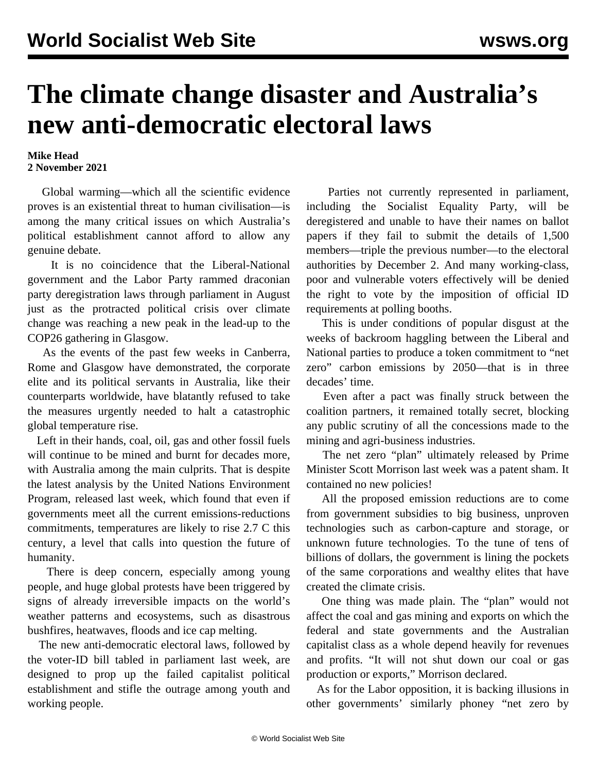# The climate change disaster and Australia's new anti-democratic electoral laws

**Mike Head**
**2 November 2021**

Global warming—which all the scientific evidence proves is an existential threat to human civilisation—is among the many critical issues on which Australia's political establishment cannot afford to allow any genuine debate.

It is no coincidence that the Liberal-National government and the Labor Party rammed draconian party deregistration laws through parliament in August just as the protracted political crisis over climate change was reaching a new peak in the lead-up to the COP26 gathering in Glasgow.

As the events of the past few weeks in Canberra, Rome and Glasgow have demonstrated, the corporate elite and its political servants in Australia, like their counterparts worldwide, have blatantly refused to take the measures urgently needed to halt a catastrophic global temperature rise.

Left in their hands, coal, oil, gas and other fossil fuels will continue to be mined and burnt for decades more, with Australia among the main culprits. That is despite the latest analysis by the United Nations Environment Program, released last week, which found that even if governments meet all the current emissions-reductions commitments, temperatures are likely to rise 2.7 C this century, a level that calls into question the future of humanity.

There is deep concern, especially among young people, and huge global protests have been triggered by signs of already irreversible impacts on the world's weather patterns and ecosystems, such as disastrous bushfires, heatwaves, floods and ice cap melting.

The new anti-democratic electoral laws, followed by the voter-ID bill tabled in parliament last week, are designed to prop up the failed capitalist political establishment and stifle the outrage among youth and working people.

Parties not currently represented in parliament, including the Socialist Equality Party, will be deregistered and unable to have their names on ballot papers if they fail to submit the details of 1,500 members—triple the previous number—to the electoral authorities by December 2. And many working-class, poor and vulnerable voters effectively will be denied the right to vote by the imposition of official ID requirements at polling booths.

This is under conditions of popular disgust at the weeks of backroom haggling between the Liberal and National parties to produce a token commitment to "net zero" carbon emissions by 2050—that is in three decades' time.

Even after a pact was finally struck between the coalition partners, it remained totally secret, blocking any public scrutiny of all the concessions made to the mining and agri-business industries.

The net zero "plan" ultimately released by Prime Minister Scott Morrison last week was a patent sham. It contained no new policies!

All the proposed emission reductions are to come from government subsidies to big business, unproven technologies such as carbon-capture and storage, or unknown future technologies. To the tune of tens of billions of dollars, the government is lining the pockets of the same corporations and wealthy elites that have created the climate crisis.

One thing was made plain. The "plan" would not affect the coal and gas mining and exports on which the federal and state governments and the Australian capitalist class as a whole depend heavily for revenues and profits. "It will not shut down our coal or gas production or exports," Morrison declared.

As for the Labor opposition, it is backing illusions in other governments' similarly phoney "net zero by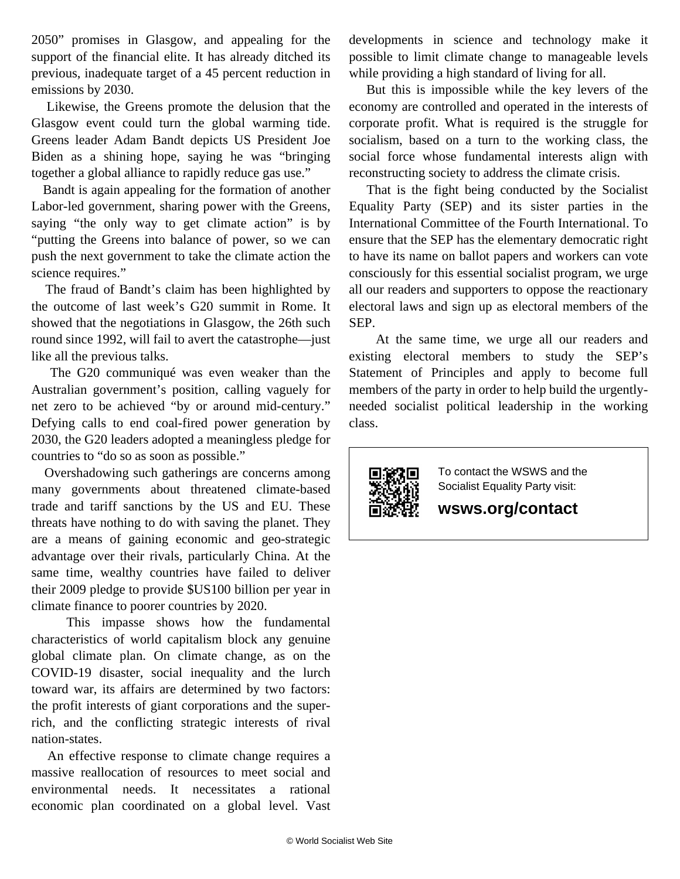2050" promises in Glasgow, and appealing for the support of the financial elite. It has already ditched its previous, inadequate target of a 45 percent reduction in emissions by 2030.

Likewise, the Greens promote the delusion that the Glasgow event could turn the global warming tide. Greens leader Adam Bandt depicts US President Joe Biden as a shining hope, saying he was "bringing together a global alliance to rapidly reduce gas use."

Bandt is again appealing for the formation of another Labor-led government, sharing power with the Greens, saying "the only way to get climate action" is by "putting the Greens into balance of power, so we can push the next government to take the climate action the science requires."

The fraud of Bandt's claim has been highlighted by the outcome of last week's G20 summit in Rome. It showed that the negotiations in Glasgow, the 26th such round since 1992, will fail to avert the catastrophe—just like all the previous talks.

The G20 communiqué was even weaker than the Australian government's position, calling vaguely for net zero to be achieved "by or around mid-century." Defying calls to end coal-fired power generation by 2030, the G20 leaders adopted a meaningless pledge for countries to "do so as soon as possible."

Overshadowing such gatherings are concerns among many governments about threatened climate-based trade and tariff sanctions by the US and EU. These threats have nothing to do with saving the planet. They are a means of gaining economic and geo-strategic advantage over their rivals, particularly China. At the same time, wealthy countries have failed to deliver their 2009 pledge to provide $US100 billion per year in climate finance to poorer countries by 2020.

This impasse shows how the fundamental characteristics of world capitalism block any genuine global climate plan. On climate change, as on the COVID-19 disaster, social inequality and the lurch toward war, its affairs are determined by two factors: the profit interests of giant corporations and the super-rich, and the conflicting strategic interests of rival nation-states.

An effective response to climate change requires a massive reallocation of resources to meet social and environmental needs. It necessitates a rational economic plan coordinated on a global level. Vast developments in science and technology make it possible to limit climate change to manageable levels while providing a high standard of living for all.

But this is impossible while the key levers of the economy are controlled and operated in the interests of corporate profit. What is required is the struggle for socialism, based on a turn to the working class, the social force whose fundamental interests align with reconstructing society to address the climate crisis.

That is the fight being conducted by the Socialist Equality Party (SEP) and its sister parties in the International Committee of the Fourth International. To ensure that the SEP has the elementary democratic right to have its name on ballot papers and workers can vote consciously for this essential socialist program, we urge all our readers and supporters to oppose the reactionary electoral laws and sign up as electoral members of the SEP.

At the same time, we urge all our readers and existing electoral members to study the SEP's Statement of Principles and apply to become full members of the party in order to help build the urgently-needed socialist political leadership in the working class.

To contact the WSWS and the Socialist Equality Party visit:

**wsws.org/contact**